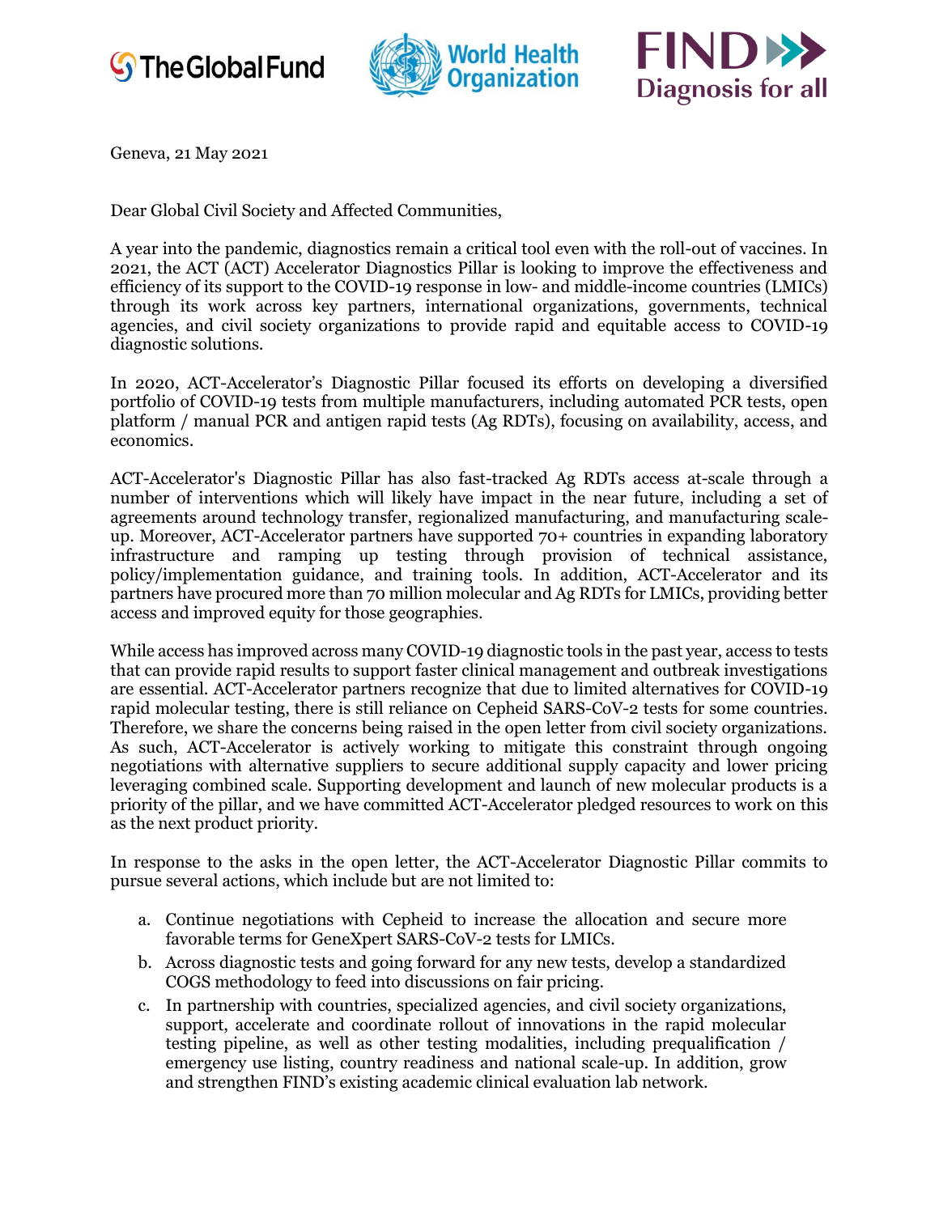Geneva, 21 May 2021

Dear Global Civil Society and Affected Communities,

A year into the pandemic, diagnostics remain a critical tool even with the roll-out of vaccines. In 2021, the ACT (ACT) Accelerator Diagnostics Pillar is looking to improve the effectiveness and efficiency of its support to the COVID-19 response in low- and middle-income countries (LMICs) through its work across key partners, international organizations, governments, technical agencies, and civil society organizations to provide rapid and equitable access to COVID-19 diagnostic solutions.

In 2020, ACT-Accelerator's Diagnostic Pillar focused its efforts on developing a diversified portfolio of COVID-19 tests from multiple manufacturers, including automated PCR tests, open platform / manual PCR and antigen rapid tests (Ag RDTs), focusing on availability, access, and economics.

ACT-Accelerator's Diagnostic Pillar has also fast-tracked Ag RDTs access at-scale through a number of interventions which will likely have impact in the near future, including a set of agreements around technology transfer, regionalized manufacturing, and manufacturing scale-up. Moreover, ACT-Accelerator partners have supported 70+ countries in expanding laboratory infrastructure and ramping up testing through provision of technical assistance, policy/implementation guidance, and training tools. In addition, ACT-Accelerator and its partners have procured more than 70 million molecular and Ag RDTs for LMICs, providing better access and improved equity for those geographies.

While access has improved across many COVID-19 diagnostic tools in the past year, access to tests that can provide rapid results to support faster clinical management and outbreak investigations are essential. ACT-Accelerator partners recognize that due to limited alternatives for COVID-19 rapid molecular testing, there is still reliance on Cepheid SARS-CoV-2 tests for some countries. Therefore, we share the concerns being raised in the open letter from civil society organizations. As such, ACT-Accelerator is actively working to mitigate this constraint through ongoing negotiations with alternative suppliers to secure additional supply capacity and lower pricing leveraging combined scale. Supporting development and launch of new molecular products is a priority of the pillar, and we have committed ACT-Accelerator pledged resources to work on this as the next product priority.

In response to the asks in the open letter, the ACT-Accelerator Diagnostic Pillar commits to pursue several actions, which include but are not limited to:

a. Continue negotiations with Cepheid to increase the allocation and secure more favorable terms for GeneXpert SARS-CoV-2 tests for LMICs.
b. Across diagnostic tests and going forward for any new tests, develop a standardized COGS methodology to feed into discussions on fair pricing.
c. In partnership with countries, specialized agencies, and civil society organizations, support, accelerate and coordinate rollout of innovations in the rapid molecular testing pipeline, as well as other testing modalities, including prequalification / emergency use listing, country readiness and national scale-up. In addition, grow and strengthen FIND's existing academic clinical evaluation lab network.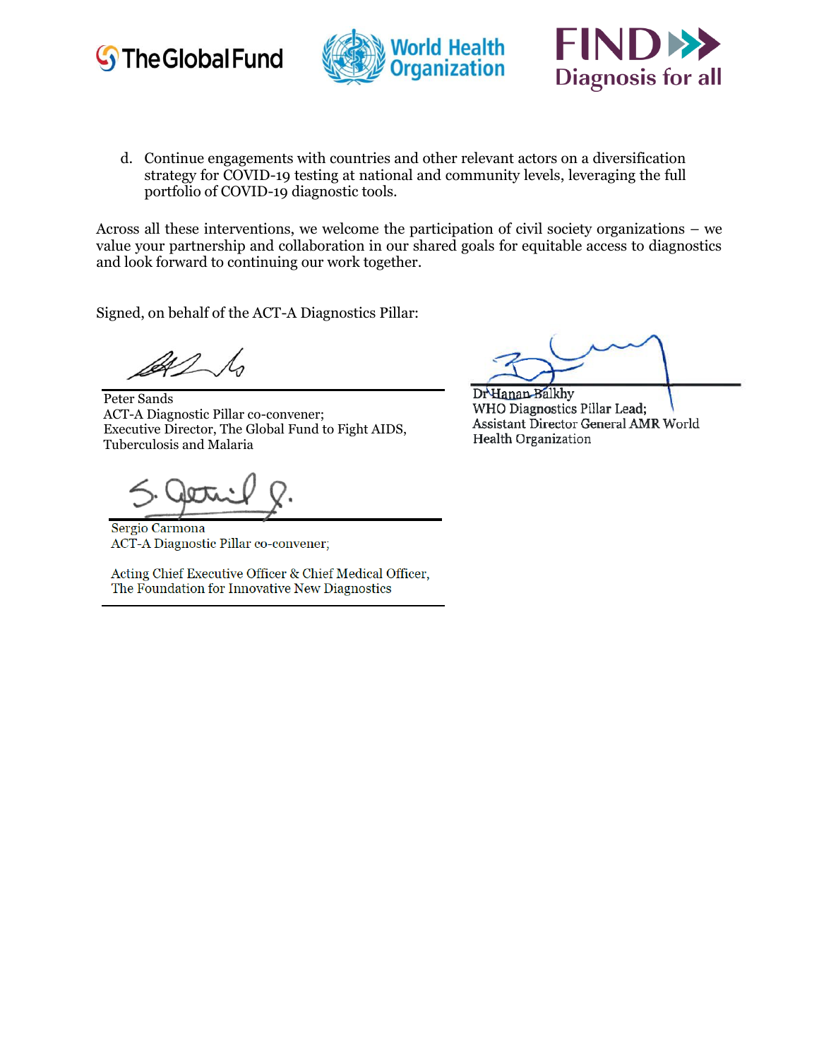d. Continue engagements with countries and other relevant actors on a diversification strategy for COVID-19 testing at national and community levels, leveraging the full portfolio of COVID-19 diagnostic tools.

Across all these interventions, we welcome the participation of civil society organizations – we value your partnership and collaboration in our shared goals for equitable access to diagnostics and look forward to continuing our work together.

Signed, on behalf of the ACT-A Diagnostics Pillar:

Peter Sands
ACT-A Diagnostic Pillar co-convener;
Executive Director, The Global Fund to Fight AIDS, Tuberculosis and Malaria

Dr Hanan Balkhy
WHO Diagnostics Pillar Lead;
Assistant Director General AMR World Health Organization

Sergio Carmona
ACT-A Diagnostic Pillar co-convener;

Acting Chief Executive Officer & Chief Medical Officer, The Foundation for Innovative New Diagnostics